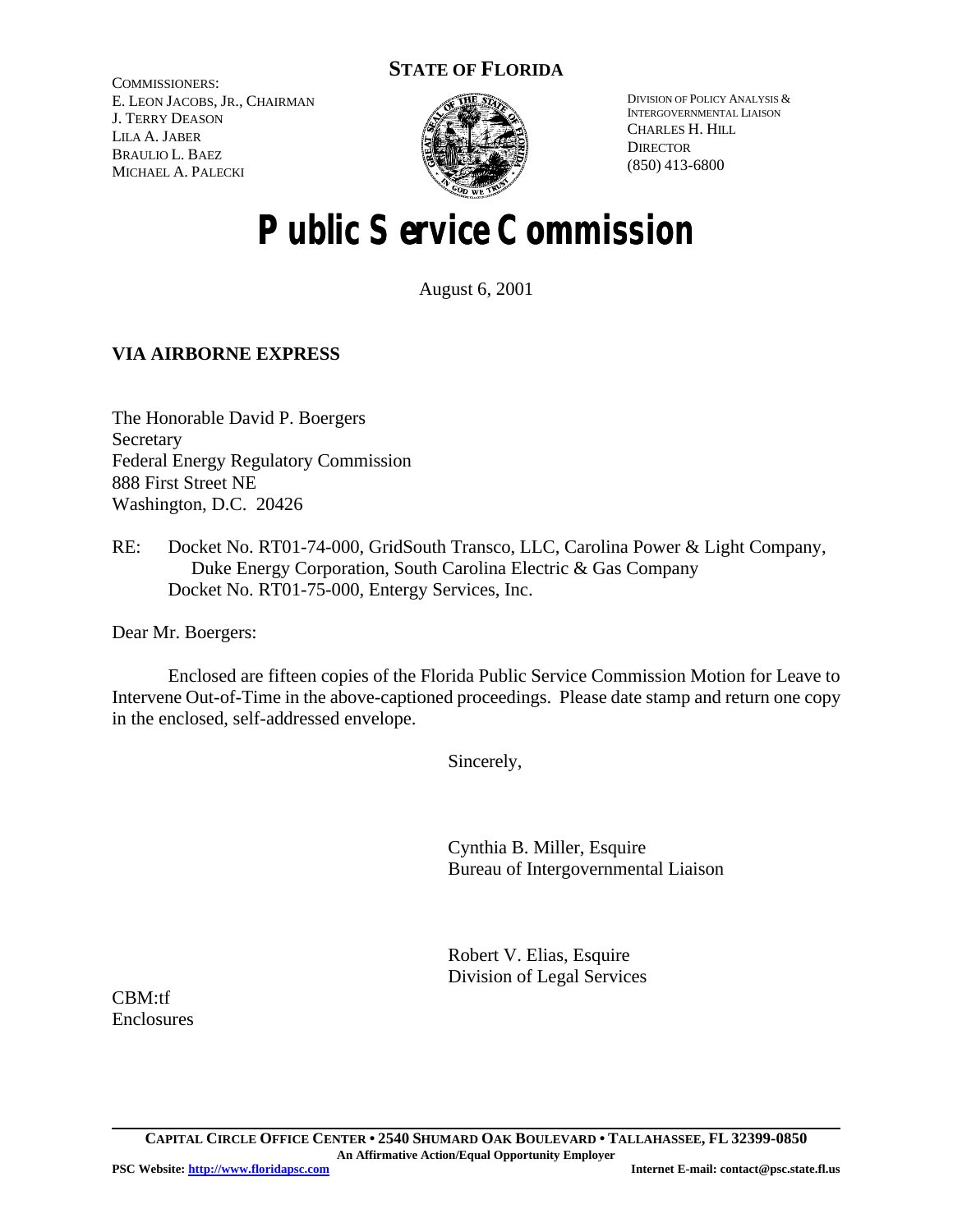**STATE OF FLORIDA**

COMMISSIONERS:
E. LEON JACOBS, JR., CHAIRMAN
J. TERRY DEASON
LILA A. JABER
BRAULIO L. BAEZ
MICHAEL A. PALECKI

DIVISION OF POLICY ANALYSIS & INTERGOVERNMENTAL LIAISON
CHARLES H. HILL
DIRECTOR
(850) 413-6800

# Public Service Commission

August 6, 2001

**VIA AIRBORNE EXPRESS**

The Honorable David P. Boergers
Secretary
Federal Energy Regulatory Commission
888 First Street NE
Washington, D.C. 20426

RE: Docket No. RT01-74-000, GridSouth Transco, LLC, Carolina Power & Light Company, Duke Energy Corporation, South Carolina Electric & Gas Company
Docket No. RT01-75-000, Entergy Services, Inc.

Dear Mr. Boergers:

Enclosed are fifteen copies of the Florida Public Service Commission Motion for Leave to Intervene Out-of-Time in the above-captioned proceedings. Please date stamp and return one copy in the enclosed, self-addressed envelope.

Sincerely,

Cynthia B. Miller, Esquire
Bureau of Intergovernmental Liaison

Robert V. Elias, Esquire
Division of Legal Services

CBM:tf
Enclosures

**CAPITAL CIRCLE OFFICE CENTER • 2540 SHUMARD OAK BOULEVARD • TALLAHASSEE, FL 32399-0850**
**An Affirmative Action/Equal Opportunity Employer**
**PSC Website: http://www.floridapsc.com** **Internet E-mail: contact@psc.state.fl.us**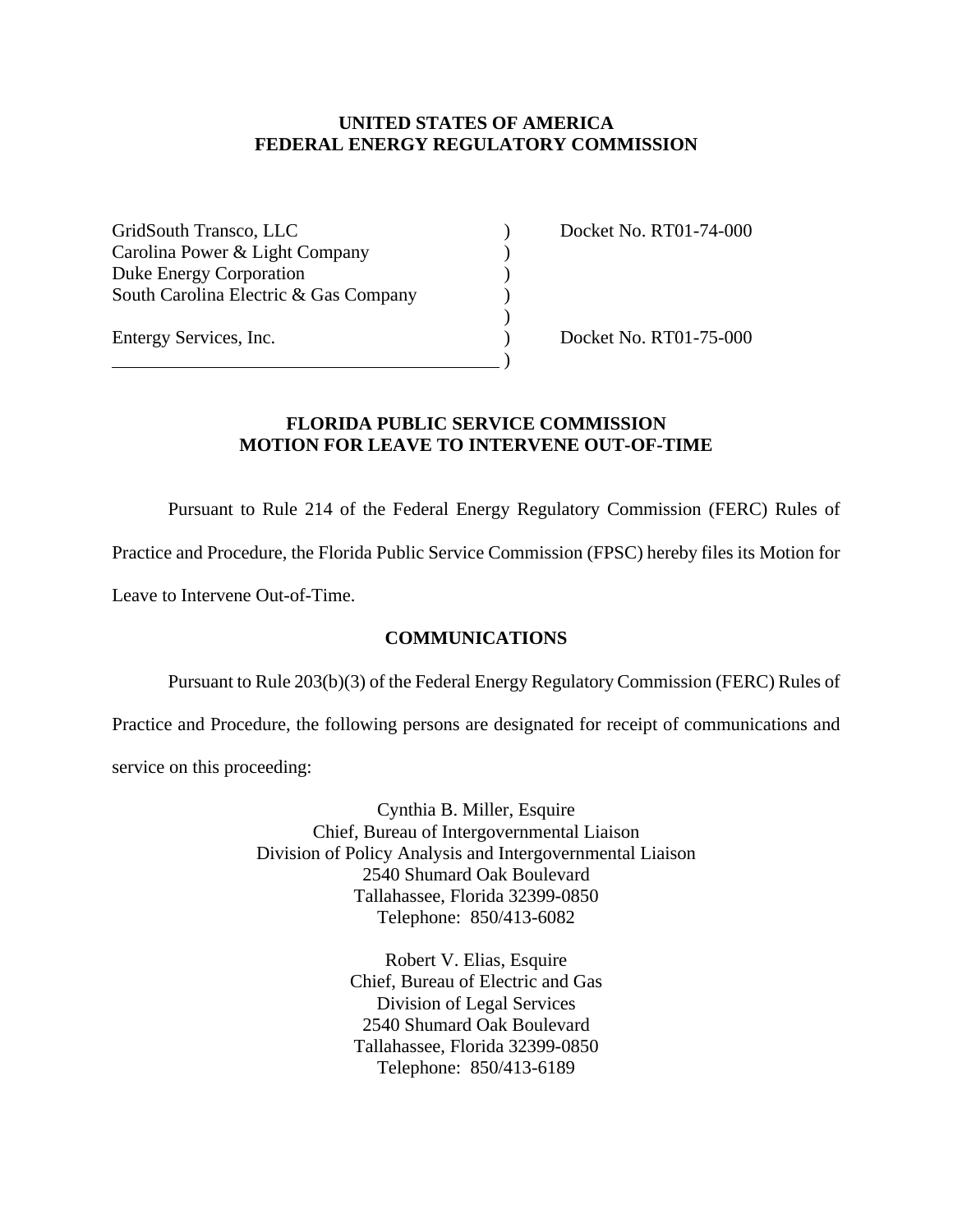**UNITED STATES OF AMERICA**
**FEDERAL ENERGY REGULATORY COMMISSION**

| | | |
|---|---|---|
| GridSouth Transco, LLC | ) | Docket No. RT01-74-000 |
| Carolina Power & Light Company | ) | |
| Duke Energy Corporation | ) | |
| South Carolina Electric & Gas Company | ) | |
| | ) | |
| Entergy Services, Inc. | ) | Docket No. RT01-75-000 |
| | ) | |

## FLORIDA PUBLIC SERVICE COMMISSION MOTION FOR LEAVE TO INTERVENE OUT-OF-TIME

Pursuant to Rule 214 of the Federal Energy Regulatory Commission (FERC) Rules of Practice and Procedure, the Florida Public Service Commission (FPSC) hereby files its Motion for Leave to Intervene Out-of-Time.

### COMMUNICATIONS

Pursuant to Rule 203(b)(3) of the Federal Energy Regulatory Commission (FERC) Rules of Practice and Procedure, the following persons are designated for receipt of communications and service on this proceeding:

Cynthia B. Miller, Esquire
Chief, Bureau of Intergovernmental Liaison
Division of Policy Analysis and Intergovernmental Liaison
2540 Shumard Oak Boulevard
Tallahassee, Florida 32399-0850
Telephone: 850/413-6082

Robert V. Elias, Esquire
Chief, Bureau of Electric and Gas
Division of Legal Services
2540 Shumard Oak Boulevard
Tallahassee, Florida 32399-0850
Telephone: 850/413-6189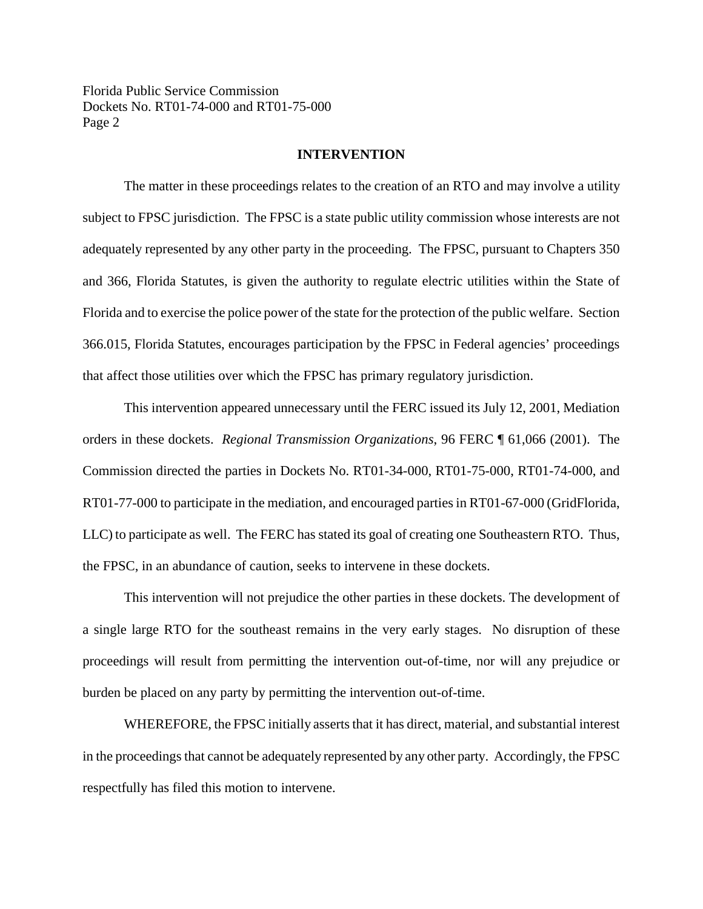## INTERVENTION

The matter in these proceedings relates to the creation of an RTO and may involve a utility subject to FPSC jurisdiction. The FPSC is a state public utility commission whose interests are not adequately represented by any other party in the proceeding. The FPSC, pursuant to Chapters 350 and 366, Florida Statutes, is given the authority to regulate electric utilities within the State of Florida and to exercise the police power of the state for the protection of the public welfare. Section 366.015, Florida Statutes, encourages participation by the FPSC in Federal agencies' proceedings that affect those utilities over which the FPSC has primary regulatory jurisdiction.

This intervention appeared unnecessary until the FERC issued its July 12, 2001, Mediation orders in these dockets. *Regional Transmission Organizations*, 96 FERC ¶ 61,066 (2001). The Commission directed the parties in Dockets No. RT01-34-000, RT01-75-000, RT01-74-000, and RT01-77-000 to participate in the mediation, and encouraged parties in RT01-67-000 (GridFlorida, LLC) to participate as well. The FERC has stated its goal of creating one Southeastern RTO. Thus, the FPSC, in an abundance of caution, seeks to intervene in these dockets.

This intervention will not prejudice the other parties in these dockets. The development of a single large RTO for the southeast remains in the very early stages. No disruption of these proceedings will result from permitting the intervention out-of-time, nor will any prejudice or burden be placed on any party by permitting the intervention out-of-time.

WHEREFORE, the FPSC initially asserts that it has direct, material, and substantial interest in the proceedings that cannot be adequately represented by any other party. Accordingly, the FPSC respectfully has filed this motion to intervene.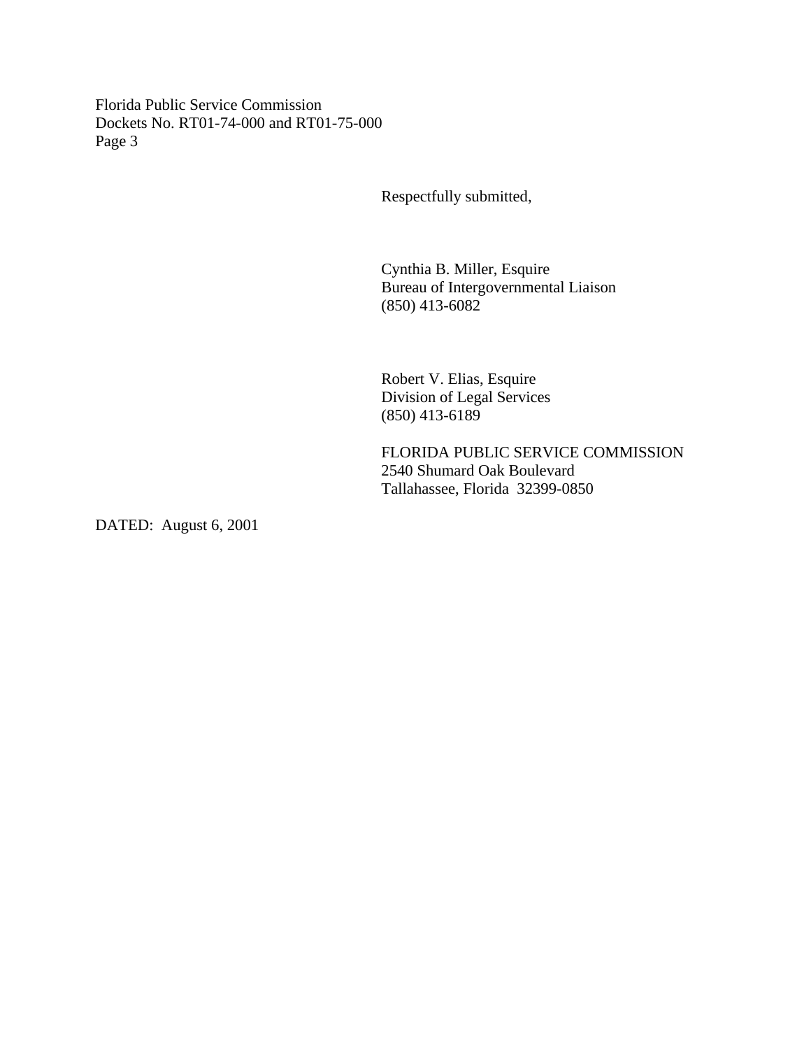Respectfully submitted,

Cynthia B. Miller, Esquire
Bureau of Intergovernmental Liaison
(850) 413-6082

Robert V. Elias, Esquire
Division of Legal Services
(850) 413-6189

FLORIDA PUBLIC SERVICE COMMISSION
2540 Shumard Oak Boulevard
Tallahassee, Florida 32399-0850

DATED: August 6, 2001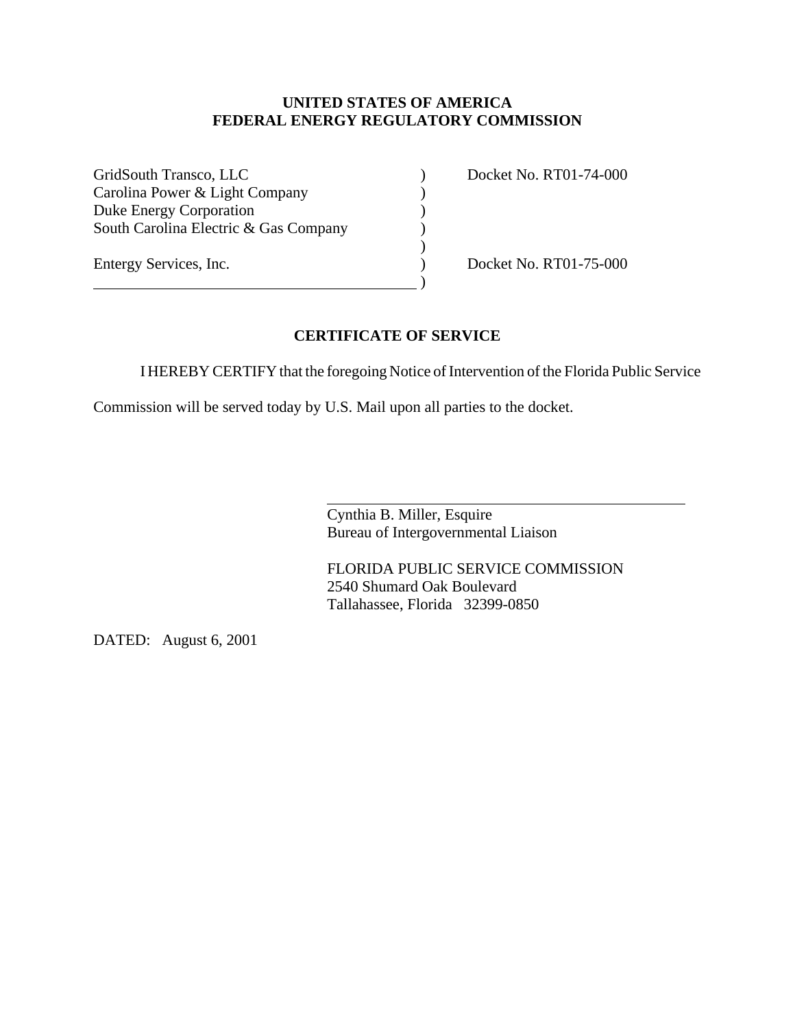**UNITED STATES OF AMERICA**
**FEDERAL ENERGY REGULATORY COMMISSION**

| | | |
|---|---|---|
| GridSouth Transco, LLC | ) | Docket No. RT01-74-000 |
| Carolina Power & Light Company | ) | |
| Duke Energy Corporation | ) | |
| South Carolina Electric & Gas Company | ) | |
| | ) | |
| Entergy Services, Inc. | ) | Docket No. RT01-75-000 |
| | ) | |

## CERTIFICATE OF SERVICE

I HEREBY CERTIFY that the foregoing Notice of Intervention of the Florida Public Service Commission will be served today by U.S. Mail upon all parties to the docket.

Cynthia B. Miller, Esquire
Bureau of Intergovernmental Liaison

FLORIDA PUBLIC SERVICE COMMISSION
2540 Shumard Oak Boulevard
Tallahassee, Florida 32399-0850

DATED: August 6, 2001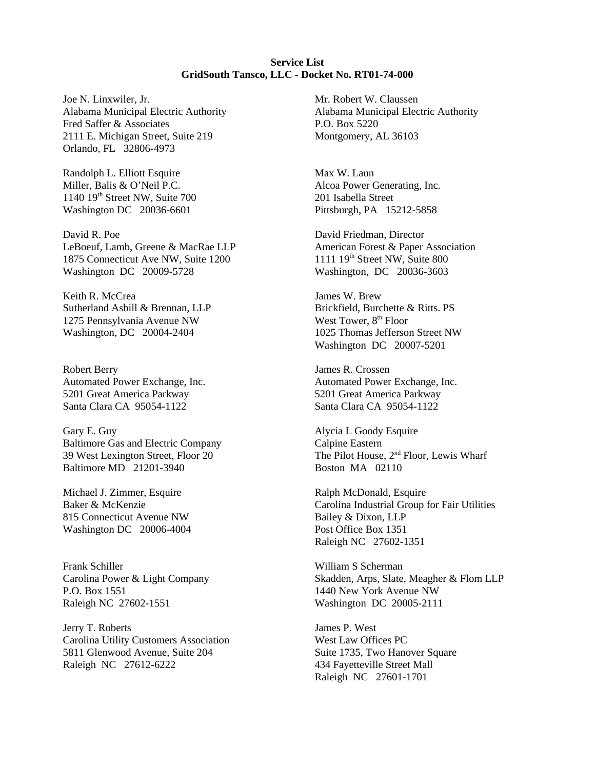**Service List**
**GridSouth Tansco, LLC - Docket No. RT01-74-000**

Joe N. Linxwiler, Jr.
Alabama Municipal Electric Authority
Fred Saffer & Associates
2111 E. Michigan Street, Suite 219
Orlando, FL 32806-4973

Mr. Robert W. Claussen
Alabama Municipal Electric Authority
P.O. Box 5220
Montgomery, AL 36103

Randolph L. Elliott Esquire
Miller, Balis & O'Neil P.C.
1140 19th Street NW, Suite 700
Washington DC 20036-6601

Max W. Laun
Alcoa Power Generating, Inc.
201 Isabella Street
Pittsburgh, PA 15212-5858

David R. Poe
LeBoeuf, Lamb, Greene & MacRae LLP
1875 Connecticut Ave NW, Suite 1200
Washington DC 20009-5728

David Friedman, Director
American Forest & Paper Association
1111 19th Street NW, Suite 800
Washington, DC 20036-3603

Keith R. McCrea
Sutherland Asbill & Brennan, LLP
1275 Pennsylvania Avenue NW
Washington, DC 20004-2404

James W. Brew
Brickfield, Burchette & Ritts. PS
West Tower, 8th Floor
1025 Thomas Jefferson Street NW
Washington DC 20007-5201

Robert Berry
Automated Power Exchange, Inc.
5201 Great America Parkway
Santa Clara CA 95054-1122

James R. Crossen
Automated Power Exchange, Inc.
5201 Great America Parkway
Santa Clara CA 95054-1122

Gary E. Guy
Baltimore Gas and Electric Company
39 West Lexington Street, Floor 20
Baltimore MD 21201-3940

Alycia L Goody Esquire
Calpine Eastern
The Pilot House, 2nd Floor, Lewis Wharf
Boston MA 02110

Michael J. Zimmer, Esquire
Baker & McKenzie
815 Connecticut Avenue NW
Washington DC 20006-4004

Ralph McDonald, Esquire
Carolina Industrial Group for Fair Utilities
Bailey & Dixon, LLP
Post Office Box 1351
Raleigh NC 27602-1351

Frank Schiller
Carolina Power & Light Company
P.O. Box 1551
Raleigh NC 27602-1551

William S Scherman
Skadden, Arps, Slate, Meagher & Flom LLP
1440 New York Avenue NW
Washington DC 20005-2111

Jerry T. Roberts
Carolina Utility Customers Association
5811 Glenwood Avenue, Suite 204
Raleigh NC 27612-6222

James P. West
West Law Offices PC
Suite 1735, Two Hanover Square
434 Fayetteville Street Mall
Raleigh NC 27601-1701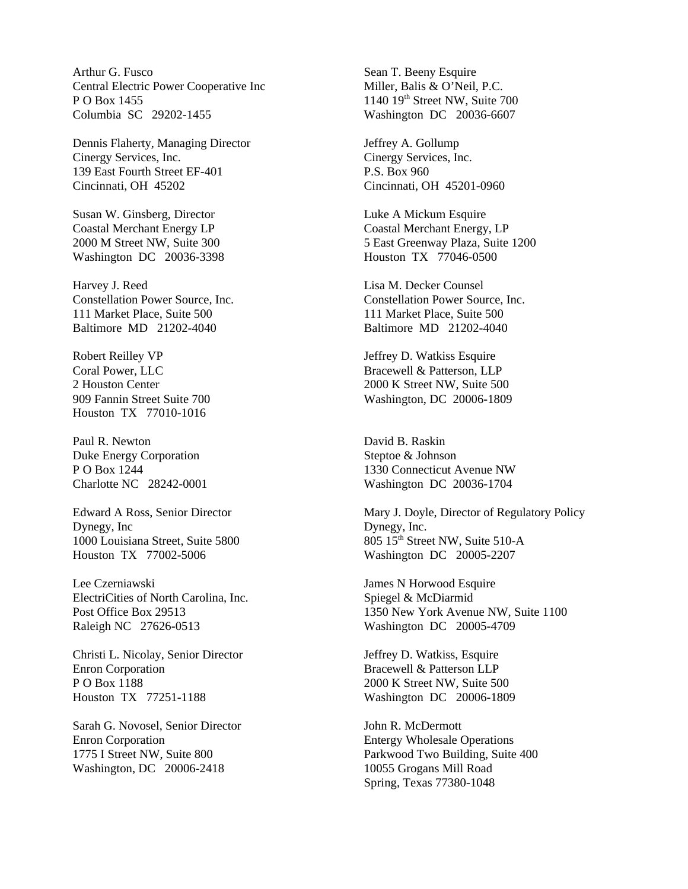Arthur G. Fusco
Central Electric Power Cooperative Inc
P O Box 1455
Columbia SC 29202-1455

Sean T. Beeny Esquire
Miller, Balis & O'Neil, P.C.
1140 19th Street NW, Suite 700
Washington DC 20036-6607

Dennis Flaherty, Managing Director
Cinergy Services, Inc.
139 East Fourth Street EF-401
Cincinnati, OH 45202

Jeffrey A. Gollump
Cinergy Services, Inc.
P.S. Box 960
Cincinnati, OH 45201-0960

Susan W. Ginsberg, Director
Coastal Merchant Energy LP
2000 M Street NW, Suite 300
Washington DC 20036-3398

Luke A Mickum Esquire
Coastal Merchant Energy, LP
5 East Greenway Plaza, Suite 1200
Houston TX 77046-0500

Harvey J. Reed
Constellation Power Source, Inc.
111 Market Place, Suite 500
Baltimore MD 21202-4040

Lisa M. Decker Counsel
Constellation Power Source, Inc.
111 Market Place, Suite 500
Baltimore MD 21202-4040

Robert Reilley VP
Coral Power, LLC
2 Houston Center
909 Fannin Street Suite 700
Houston TX 77010-1016

Jeffrey D. Watkiss Esquire
Bracewell & Patterson, LLP
2000 K Street NW, Suite 500
Washington, DC 20006-1809

Paul R. Newton
Duke Energy Corporation
P O Box 1244
Charlotte NC 28242-0001

David B. Raskin
Steptoe & Johnson
1330 Connecticut Avenue NW
Washington DC 20036-1704

Edward A Ross, Senior Director
Dynegy, Inc
1000 Louisiana Street, Suite 5800
Houston TX 77002-5006

Mary J. Doyle, Director of Regulatory Policy
Dynegy, Inc.
805 15th Street NW, Suite 510-A
Washington DC 20005-2207

Lee Czerniawski
ElectriCities of North Carolina, Inc.
Post Office Box 29513
Raleigh NC 27626-0513

James N Horwood Esquire
Spiegel & McDiarmid
1350 New York Avenue NW, Suite 1100
Washington DC 20005-4709

Christi L. Nicolay, Senior Director
Enron Corporation
P O Box 1188
Houston TX 77251-1188

Jeffrey D. Watkiss, Esquire
Bracewell & Patterson LLP
2000 K Street NW, Suite 500
Washington DC 20006-1809

Sarah G. Novosel, Senior Director
Enron Corporation
1775 I Street NW, Suite 800
Washington, DC 20006-2418

John R. McDermott
Entergy Wholesale Operations
Parkwood Two Building, Suite 400
10055 Grogans Mill Road
Spring, Texas 77380-1048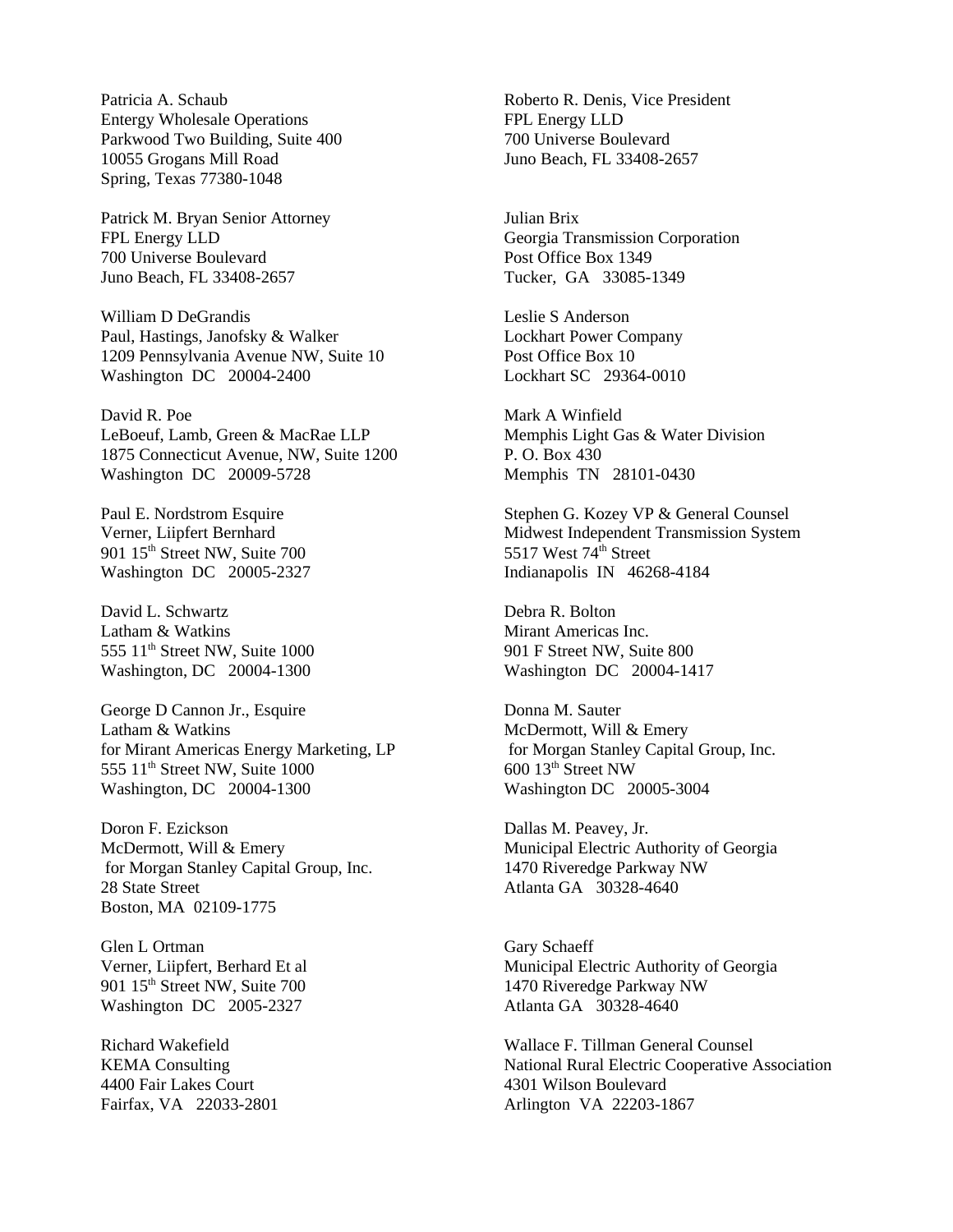Patricia A. Schaub
Entergy Wholesale Operations
Parkwood Two Building, Suite 400
10055 Grogans Mill Road
Spring, Texas 77380-1048

Patrick M. Bryan Senior Attorney
FPL Energy LLD
700 Universe Boulevard
Juno Beach, FL 33408-2657

William D DeGrandis
Paul, Hastings, Janofsky & Walker
1209 Pennsylvania Avenue NW, Suite 10
Washington DC 20004-2400

David R. Poe
LeBoeuf, Lamb, Green & MacRae LLP
1875 Connecticut Avenue, NW, Suite 1200
Washington DC 20009-5728

Paul E. Nordstrom Esquire
Verner, Liipfert Bernhard
901 15th Street NW, Suite 700
Washington DC 20005-2327

David L. Schwartz
Latham & Watkins
555 11th Street NW, Suite 1000
Washington, DC 20004-1300

George D Cannon Jr., Esquire
Latham & Watkins
for Mirant Americas Energy Marketing, LP
555 11th Street NW, Suite 1000
Washington, DC 20004-1300

Doron F. Ezickson
McDermott, Will & Emery
for Morgan Stanley Capital Group, Inc.
28 State Street
Boston, MA 02109-1775

Glen L Ortman
Verner, Liipfert, Berhard Et al
901 15th Street NW, Suite 700
Washington DC 2005-2327

Richard Wakefield
KEMA Consulting
4400 Fair Lakes Court
Fairfax, VA 22033-2801

Roberto R. Denis, Vice President
FPL Energy LLD
700 Universe Boulevard
Juno Beach, FL 33408-2657

Julian Brix
Georgia Transmission Corporation
Post Office Box 1349
Tucker, GA 33085-1349

Leslie S Anderson
Lockhart Power Company
Post Office Box 10
Lockhart SC 29364-0010

Mark A Winfield
Memphis Light Gas & Water Division
P. O. Box 430
Memphis TN 28101-0430

Stephen G. Kozey VP & General Counsel
Midwest Independent Transmission System
5517 West 74th Street
Indianapolis IN 46268-4184

Debra R. Bolton
Mirant Americas Inc.
901 F Street NW, Suite 800
Washington DC 20004-1417

Donna M. Sauter
McDermott, Will & Emery
for Morgan Stanley Capital Group, Inc.
600 13th Street NW
Washington DC 20005-3004

Dallas M. Peavey, Jr.
Municipal Electric Authority of Georgia
1470 Riveredge Parkway NW
Atlanta GA 30328-4640

Gary Schaeff
Municipal Electric Authority of Georgia
1470 Riveredge Parkway NW
Atlanta GA 30328-4640

Wallace F. Tillman General Counsel
National Rural Electric Cooperative Association
4301 Wilson Boulevard
Arlington VA 22203-1867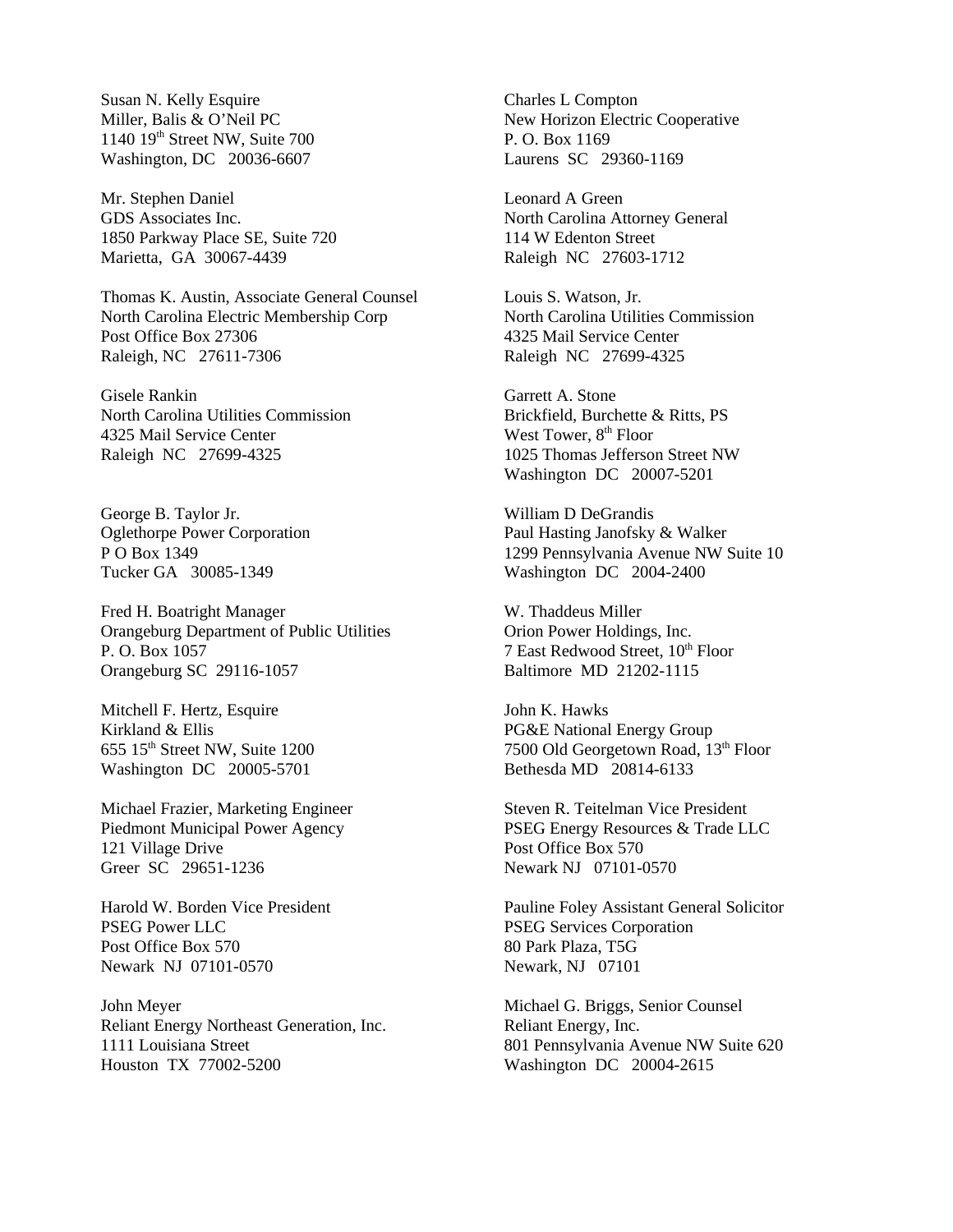Susan N. Kelly Esquire
Miller, Balis & O'Neil PC
1140 19th Street NW, Suite 700
Washington, DC 20036-6607

Mr. Stephen Daniel
GDS Associates Inc.
1850 Parkway Place SE, Suite 720
Marietta, GA 30067-4439

Thomas K. Austin, Associate General Counsel
North Carolina Electric Membership Corp
Post Office Box 27306
Raleigh, NC 27611-7306

Gisele Rankin
North Carolina Utilities Commission
4325 Mail Service Center
Raleigh NC 27699-4325

George B. Taylor Jr.
Oglethorpe Power Corporation
P O Box 1349
Tucker GA 30085-1349

Fred H. Boatright Manager
Orangeburg Department of Public Utilities
P. O. Box 1057
Orangeburg SC 29116-1057

Mitchell F. Hertz, Esquire
Kirkland & Ellis
655 15th Street NW, Suite 1200
Washington DC 20005-5701

Michael Frazier, Marketing Engineer
Piedmont Municipal Power Agency
121 Village Drive
Greer SC 29651-1236

Harold W. Borden Vice President
PSEG Power LLC
Post Office Box 570
Newark NJ 07101-0570

John Meyer
Reliant Energy Northeast Generation, Inc.
1111 Louisiana Street
Houston TX 77002-5200

Charles L Compton
New Horizon Electric Cooperative
P. O. Box 1169
Laurens SC 29360-1169

Leonard A Green
North Carolina Attorney General
114 W Edenton Street
Raleigh NC 27603-1712

Louis S. Watson, Jr.
North Carolina Utilities Commission
4325 Mail Service Center
Raleigh NC 27699-4325

Garrett A. Stone
Brickfield, Burchette & Ritts, PS
West Tower, 8th Floor
1025 Thomas Jefferson Street NW
Washington DC 20007-5201

William D DeGrandis
Paul Hasting Janofsky & Walker
1299 Pennsylvania Avenue NW Suite 10
Washington DC 2004-2400

W. Thaddeus Miller
Orion Power Holdings, Inc.
7 East Redwood Street, 10th Floor
Baltimore MD 21202-1115

John K. Hawks
PG&E National Energy Group
7500 Old Georgetown Road, 13th Floor
Bethesda MD 20814-6133

Steven R. Teitelman Vice President
PSEG Energy Resources & Trade LLC
Post Office Box 570
Newark NJ 07101-0570

Pauline Foley Assistant General Solicitor
PSEG Services Corporation
80 Park Plaza, T5G
Newark, NJ 07101

Michael G. Briggs, Senior Counsel
Reliant Energy, Inc.
801 Pennsylvania Avenue NW Suite 620
Washington DC 20004-2615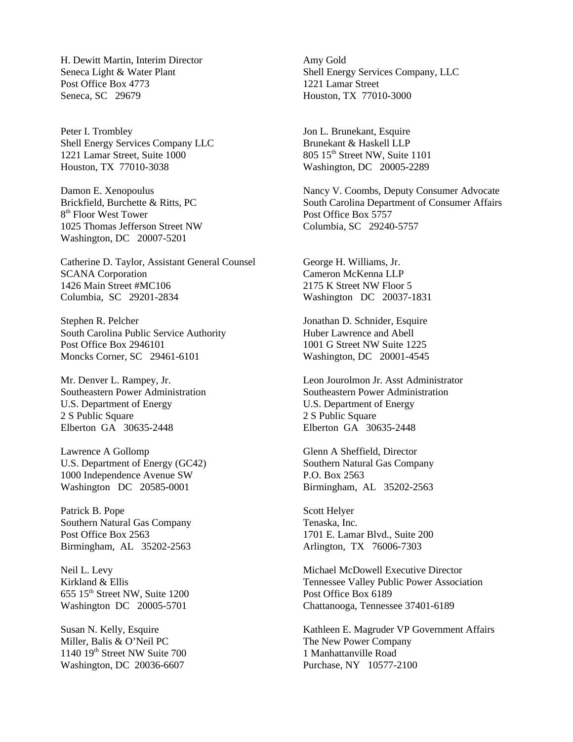H. Dewitt Martin, Interim Director
Seneca Light & Water Plant
Post Office Box 4773
Seneca, SC 29679

Amy Gold
Shell Energy Services Company, LLC
1221 Lamar Street
Houston, TX 77010-3000

Peter I. Trombley
Shell Energy Services Company LLC
1221 Lamar Street, Suite 1000
Houston, TX 77010-3038

Jon L. Brunekant, Esquire
Brunekant & Haskell LLP
805 15th Street NW, Suite 1101
Washington, DC 20005-2289

Damon E. Xenopoulus
Brickfield, Burchette & Ritts, PC
8th Floor West Tower
1025 Thomas Jefferson Street NW
Washington, DC 20007-5201

Nancy V. Coombs, Deputy Consumer Advocate
South Carolina Department of Consumer Affairs
Post Office Box 5757
Columbia, SC 29240-5757

Catherine D. Taylor, Assistant General Counsel
SCANA Corporation
1426 Main Street #MC106
Columbia, SC 29201-2834

George H. Williams, Jr.
Cameron McKenna LLP
2175 K Street NW Floor 5
Washington DC 20037-1831

Stephen R. Pelcher
South Carolina Public Service Authority
Post Office Box 2946101
Moncks Corner, SC 29461-6101

Jonathan D. Schnider, Esquire
Huber Lawrence and Abell
1001 G Street NW Suite 1225
Washington, DC 20001-4545

Mr. Denver L. Rampey, Jr.
Southeastern Power Administration
U.S. Department of Energy
2 S Public Square
Elberton GA 30635-2448

Leon Jourolmon Jr. Asst Administrator
Southeastern Power Administration
U.S. Department of Energy
2 S Public Square
Elberton GA 30635-2448

Lawrence A Gollomp
U.S. Department of Energy (GC42)
1000 Independence Avenue SW
Washington DC 20585-0001

Glenn A Sheffield, Director
Southern Natural Gas Company
P.O. Box 2563
Birmingham, AL 35202-2563

Patrick B. Pope
Southern Natural Gas Company
Post Office Box 2563
Birmingham, AL 35202-2563

Scott Helyer
Tenaska, Inc.
1701 E. Lamar Blvd., Suite 200
Arlington, TX 76006-7303

Neil L. Levy
Kirkland & Ellis
655 15th Street NW, Suite 1200
Washington DC 20005-5701

Michael McDowell Executive Director
Tennessee Valley Public Power Association
Post Office Box 6189
Chattanooga, Tennessee 37401-6189

Susan N. Kelly, Esquire
Miller, Balis & O'Neil PC
1140 19th Street NW Suite 700
Washington, DC 20036-6607

Kathleen E. Magruder VP Government Affairs
The New Power Company
1 Manhattanville Road
Purchase, NY 10577-2100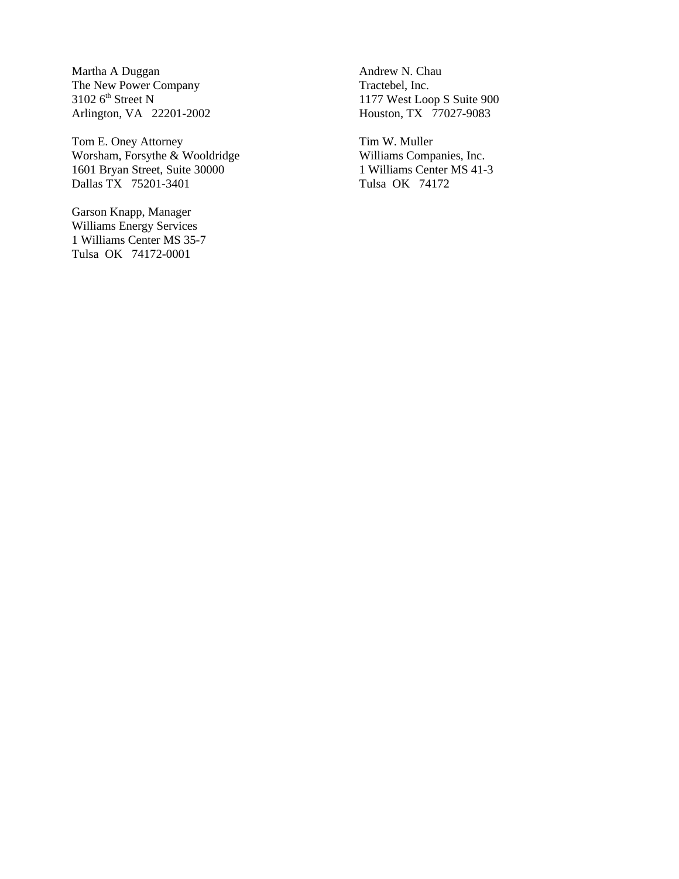Martha A Duggan
The New Power Company
3102 6th Street N
Arlington, VA 22201-2002

Tom E. Oney Attorney
Worsham, Forsythe & Wooldridge
1601 Bryan Street, Suite 30000
Dallas TX 75201-3401

Garson Knapp, Manager
Williams Energy Services
1 Williams Center MS 35-7
Tulsa OK 74172-0001

Andrew N. Chau
Tractebel, Inc.
1177 West Loop S Suite 900
Houston, TX 77027-9083

Tim W. Muller
Williams Companies, Inc.
1 Williams Center MS 41-3
Tulsa OK 74172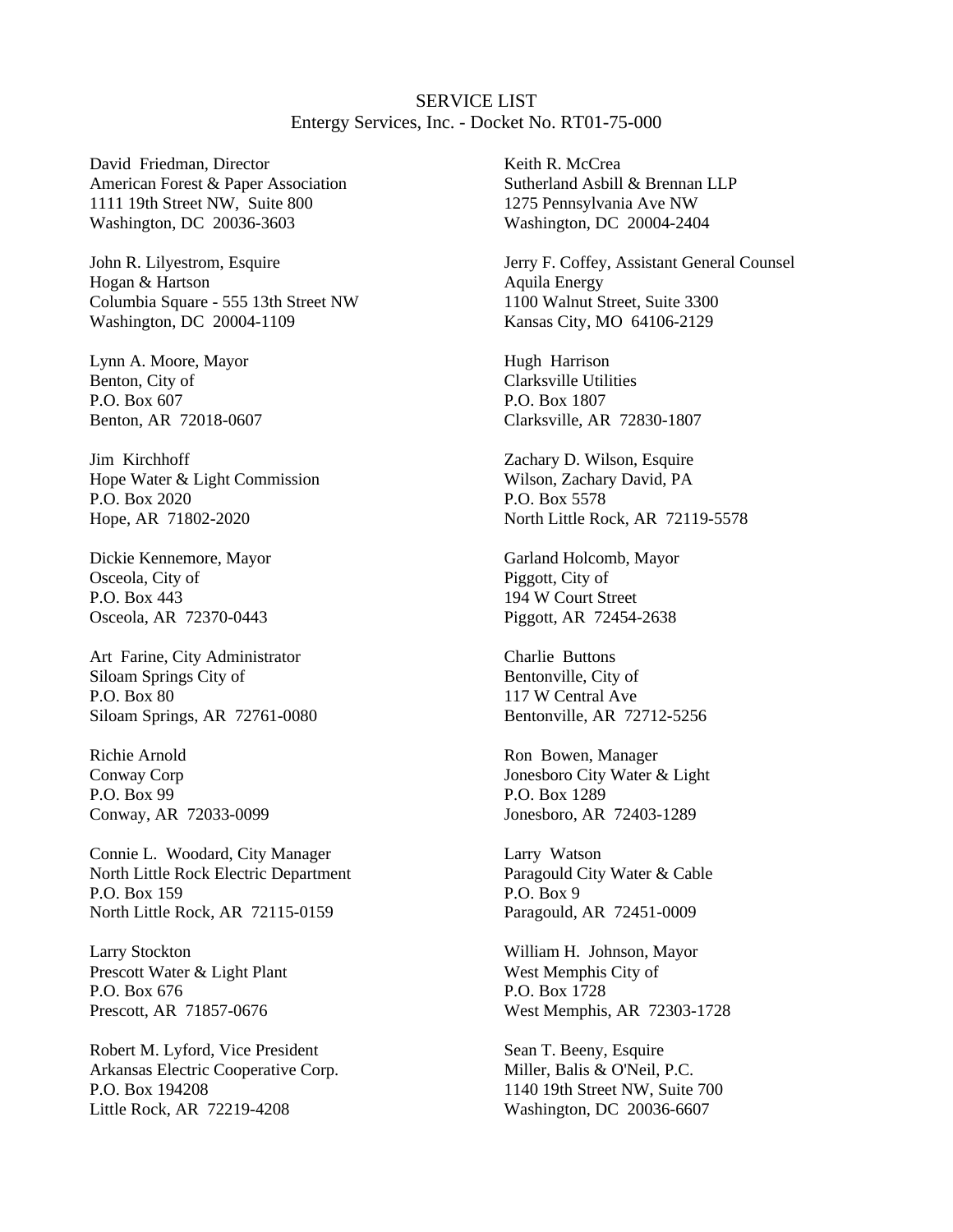SERVICE LIST
Entergy Services, Inc. - Docket No. RT01-75-000

David Friedman, Director
American Forest & Paper Association
1111 19th Street NW, Suite 800
Washington, DC 20036-3603

John R. Lilyestrom, Esquire
Hogan & Hartson
Columbia Square - 555 13th Street NW
Washington, DC 20004-1109

Lynn A. Moore, Mayor
Benton, City of
P.O. Box 607
Benton, AR 72018-0607

Jim Kirchhoff
Hope Water & Light Commission
P.O. Box 2020
Hope, AR 71802-2020

Dickie Kennemore, Mayor
Osceola, City of
P.O. Box 443
Osceola, AR 72370-0443

Art Farine, City Administrator
Siloam Springs City of
P.O. Box 80
Siloam Springs, AR 72761-0080

Richie Arnold
Conway Corp
P.O. Box 99
Conway, AR 72033-0099

Connie L. Woodard, City Manager
North Little Rock Electric Department
P.O. Box 159
North Little Rock, AR 72115-0159

Larry Stockton
Prescott Water & Light Plant
P.O. Box 676
Prescott, AR 71857-0676

Robert M. Lyford, Vice President
Arkansas Electric Cooperative Corp.
P.O. Box 194208
Little Rock, AR 72219-4208

Keith R. McCrea
Sutherland Asbill & Brennan LLP
1275 Pennsylvania Ave NW
Washington, DC 20004-2404

Jerry F. Coffey, Assistant General Counsel
Aquila Energy
1100 Walnut Street, Suite 3300
Kansas City, MO 64106-2129

Hugh Harrison
Clarksville Utilities
P.O. Box 1807
Clarksville, AR 72830-1807

Zachary D. Wilson, Esquire
Wilson, Zachary David, PA
P.O. Box 5578
North Little Rock, AR 72119-5578

Garland Holcomb, Mayor
Piggott, City of
194 W Court Street
Piggott, AR 72454-2638

Charlie Buttons
Bentonville, City of
117 W Central Ave
Bentonville, AR 72712-5256

Ron Bowen, Manager
Jonesboro City Water & Light
P.O. Box 1289
Jonesboro, AR 72403-1289

Larry Watson
Paragould City Water & Cable
P.O. Box 9
Paragould, AR 72451-0009

William H. Johnson, Mayor
West Memphis City of
P.O. Box 1728
West Memphis, AR 72303-1728

Sean T. Beeny, Esquire
Miller, Balis & O'Neil, P.C.
1140 19th Street NW, Suite 700
Washington, DC 20036-6607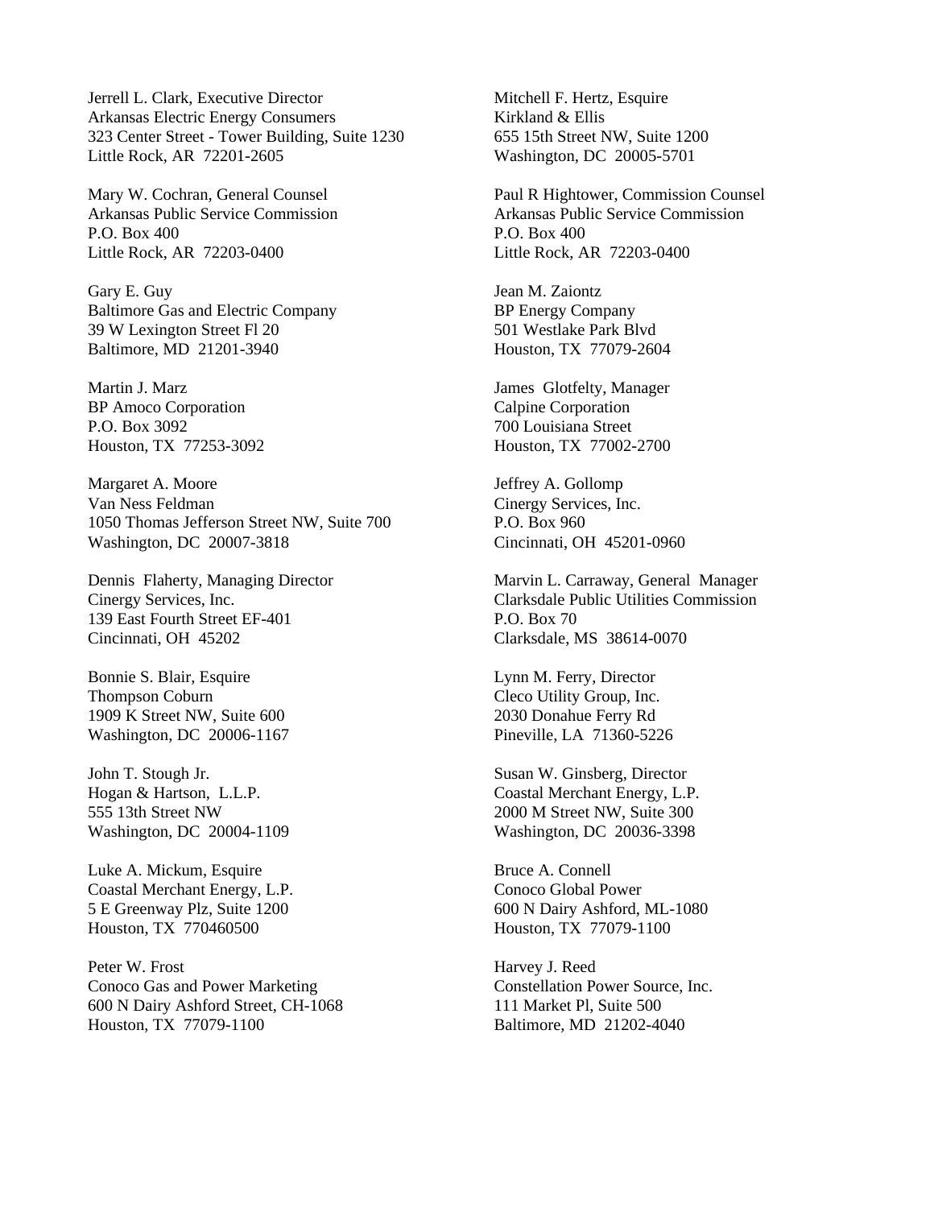Jerrell L. Clark, Executive Director
Arkansas Electric Energy Consumers
323 Center Street - Tower Building, Suite 1230
Little Rock, AR  72201-2605

Mary W. Cochran, General Counsel
Arkansas Public Service Commission
P.O. Box 400
Little Rock, AR  72203-0400

Gary E. Guy
Baltimore Gas and Electric Company
39 W Lexington Street Fl 20
Baltimore, MD  21201-3940

Martin J. Marz
BP Amoco Corporation
P.O. Box 3092
Houston, TX  77253-3092

Margaret A. Moore
Van Ness Feldman
1050 Thomas Jefferson Street NW, Suite 700
Washington, DC  20007-3818

Dennis  Flaherty, Managing Director
Cinergy Services, Inc.
139 East Fourth Street EF-401
Cincinnati, OH  45202

Bonnie S. Blair, Esquire
Thompson Coburn
1909 K Street NW, Suite 600
Washington, DC  20006-1167

John T. Stough Jr.
Hogan & Hartson,  L.L.P.
555 13th Street NW
Washington, DC  20004-1109

Luke A. Mickum, Esquire
Coastal Merchant Energy, L.P.
5 E Greenway Plz, Suite 1200
Houston, TX  770460500

Peter W. Frost
Conoco Gas and Power Marketing
600 N Dairy Ashford Street, CH-1068
Houston, TX  77079-1100

Mitchell F. Hertz, Esquire
Kirkland & Ellis
655 15th Street NW, Suite 1200
Washington, DC  20005-5701

Paul R Hightower, Commission Counsel
Arkansas Public Service Commission
P.O. Box 400
Little Rock, AR  72203-0400

Jean M. Zaiontz
BP Energy Company
501 Westlake Park Blvd
Houston, TX  77079-2604

James  Glotfelty, Manager
Calpine Corporation
700 Louisiana Street
Houston, TX  77002-2700

Jeffrey A. Gollomp
Cinergy Services, Inc.
P.O. Box 960
Cincinnati, OH  45201-0960

Marvin L. Carraway, General  Manager
Clarksdale Public Utilities Commission
P.O. Box 70
Clarksdale, MS  38614-0070

Lynn M. Ferry, Director
Cleco Utility Group, Inc.
2030 Donahue Ferry Rd
Pineville, LA  71360-5226

Susan W. Ginsberg, Director
Coastal Merchant Energy, L.P.
2000 M Street NW, Suite 300
Washington, DC  20036-3398

Bruce A. Connell
Conoco Global Power
600 N Dairy Ashford, ML-1080
Houston, TX  77079-1100

Harvey J. Reed
Constellation Power Source, Inc.
111 Market Pl, Suite 500
Baltimore, MD  21202-4040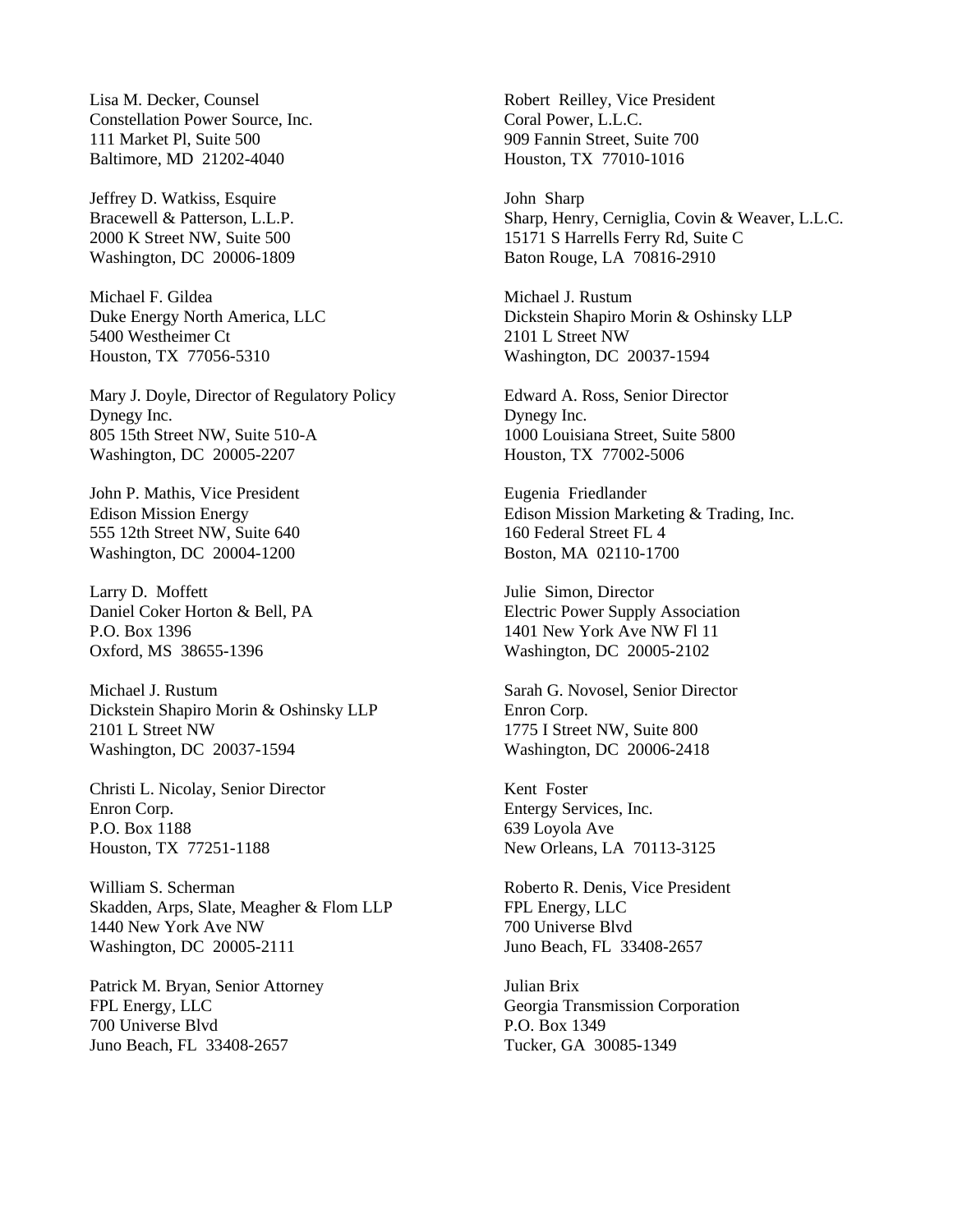Lisa M. Decker, Counsel
Constellation Power Source, Inc.
111 Market Pl, Suite 500
Baltimore, MD  21202-4040

Robert  Reilley, Vice President
Coral Power, L.L.C.
909 Fannin Street, Suite 700
Houston, TX  77010-1016

Jeffrey D. Watkiss, Esquire
Bracewell & Patterson, L.L.P.
2000 K Street NW, Suite 500
Washington, DC  20006-1809

John  Sharp
Sharp, Henry, Cerniglia, Covin & Weaver, L.L.C.
15171 S Harrells Ferry Rd, Suite C
Baton Rouge, LA  70816-2910

Michael F. Gildea
Duke Energy North America, LLC
5400 Westheimer Ct
Houston, TX  77056-5310

Michael J. Rustum
Dickstein Shapiro Morin & Oshinsky LLP
2101 L Street NW
Washington, DC  20037-1594

Mary J. Doyle, Director of Regulatory Policy
Dynegy Inc.
805 15th Street NW, Suite 510-A
Washington, DC  20005-2207

Edward A. Ross, Senior Director
Dynegy Inc.
1000 Louisiana Street, Suite 5800
Houston, TX  77002-5006

John P. Mathis, Vice President
Edison Mission Energy
555 12th Street NW, Suite 640
Washington, DC  20004-1200

Eugenia  Friedlander
Edison Mission Marketing & Trading, Inc.
160 Federal Street FL 4
Boston, MA  02110-1700

Larry D.  Moffett
Daniel Coker Horton & Bell, PA
P.O. Box 1396
Oxford, MS  38655-1396

Julie  Simon, Director
Electric Power Supply Association
1401 New York Ave NW Fl 11
Washington, DC  20005-2102

Michael J. Rustum
Dickstein Shapiro Morin & Oshinsky LLP
2101 L Street NW
Washington, DC  20037-1594

Sarah G. Novosel, Senior Director
Enron Corp.
1775 I Street NW, Suite 800
Washington, DC  20006-2418

Christi L. Nicolay, Senior Director
Enron Corp.
P.O. Box 1188
Houston, TX  77251-1188

Kent  Foster
Entergy Services, Inc.
639 Loyola Ave
New Orleans, LA  70113-3125

William S. Scherman
Skadden, Arps, Slate, Meagher & Flom LLP
1440 New York Ave NW
Washington, DC  20005-2111

Roberto R. Denis, Vice President
FPL Energy, LLC
700 Universe Blvd
Juno Beach, FL  33408-2657

Patrick M. Bryan, Senior Attorney
FPL Energy, LLC
700 Universe Blvd
Juno Beach, FL  33408-2657

Julian Brix
Georgia Transmission Corporation
P.O. Box 1349
Tucker, GA  30085-1349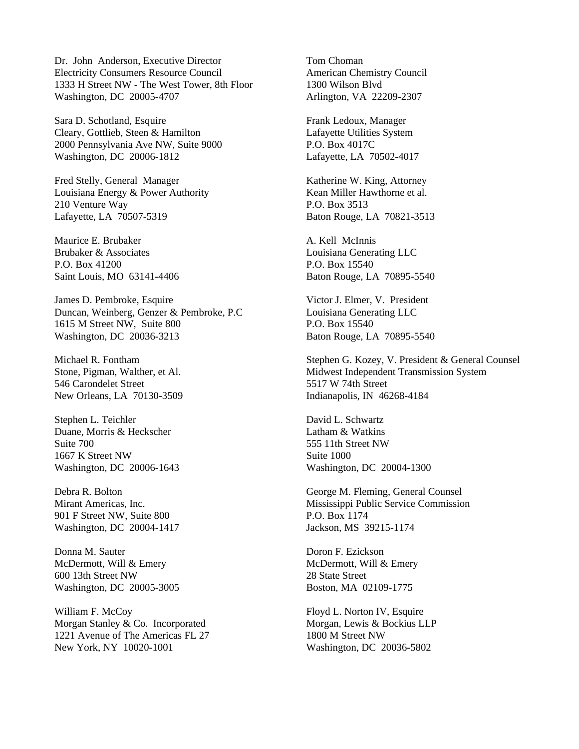Dr. John Anderson, Executive Director
Electricity Consumers Resource Council
1333 H Street NW - The West Tower, 8th Floor
Washington, DC 20005-4707

Sara D. Schotland, Esquire
Cleary, Gottlieb, Steen & Hamilton
2000 Pennsylvania Ave NW, Suite 9000
Washington, DC 20006-1812

Fred Stelly, General Manager
Louisiana Energy & Power Authority
210 Venture Way
Lafayette, LA 70507-5319

Maurice E. Brubaker
Brubaker & Associates
P.O. Box 41200
Saint Louis, MO 63141-4406

James D. Pembroke, Esquire
Duncan, Weinberg, Genzer & Pembroke, P.C
1615 M Street NW, Suite 800
Washington, DC 20036-3213

Michael R. Fontham
Stone, Pigman, Walther, et Al.
546 Carondelet Street
New Orleans, LA 70130-3509

Stephen L. Teichler
Duane, Morris & Heckscher
Suite 700
1667 K Street NW
Washington, DC 20006-1643

Debra R. Bolton
Mirant Americas, Inc.
901 F Street NW, Suite 800
Washington, DC 20004-1417

Donna M. Sauter
McDermott, Will & Emery
600 13th Street NW
Washington, DC 20005-3005

William F. McCoy
Morgan Stanley & Co. Incorporated
1221 Avenue of The Americas FL 27
New York, NY 10020-1001

Tom Choman
American Chemistry Council
1300 Wilson Blvd
Arlington, VA 22209-2307

Frank Ledoux, Manager
Lafayette Utilities System
P.O. Box 4017C
Lafayette, LA 70502-4017

Katherine W. King, Attorney
Kean Miller Hawthorne et al.
P.O. Box 3513
Baton Rouge, LA 70821-3513

A. Kell McInnis
Louisiana Generating LLC
P.O. Box 15540
Baton Rouge, LA 70895-5540

Victor J. Elmer, V. President
Louisiana Generating LLC
P.O. Box 15540
Baton Rouge, LA 70895-5540

Stephen G. Kozey, V. President & General Counsel
Midwest Independent Transmission System
5517 W 74th Street
Indianapolis, IN 46268-4184

David L. Schwartz
Latham & Watkins
555 11th Street NW
Suite 1000
Washington, DC 20004-1300

George M. Fleming, General Counsel
Mississippi Public Service Commission
P.O. Box 1174
Jackson, MS 39215-1174

Doron F. Ezickson
McDermott, Will & Emery
28 State Street
Boston, MA 02109-1775

Floyd L. Norton IV, Esquire
Morgan, Lewis & Bockius LLP
1800 M Street NW
Washington, DC 20036-5802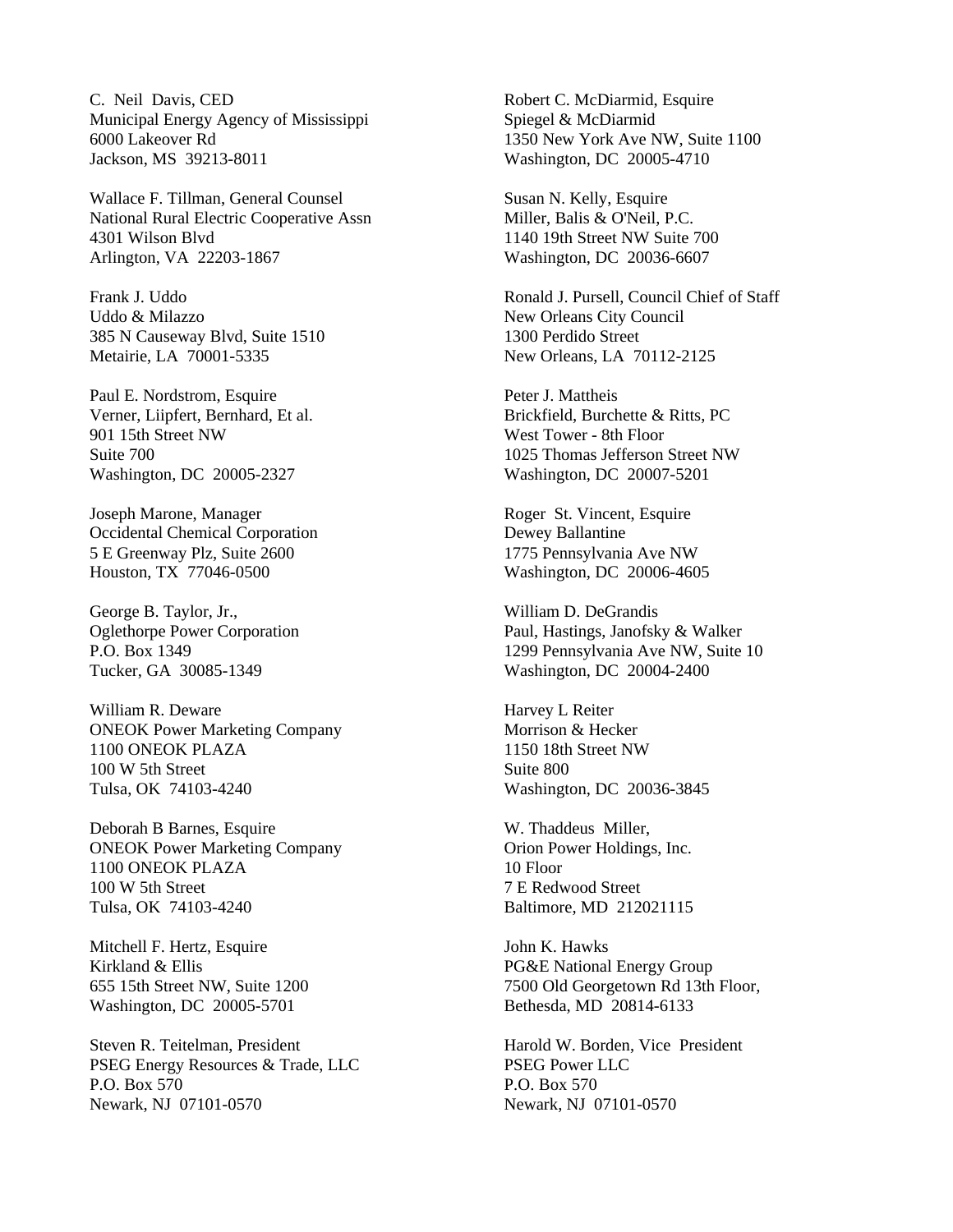C. Neil Davis, CED
Municipal Energy Agency of Mississippi
6000 Lakeover Rd
Jackson, MS 39213-8011

Wallace F. Tillman, General Counsel
National Rural Electric Cooperative Assn
4301 Wilson Blvd
Arlington, VA 22203-1867

Frank J. Uddo
Uddo & Milazzo
385 N Causeway Blvd, Suite 1510
Metairie, LA 70001-5335

Paul E. Nordstrom, Esquire
Verner, Liipfert, Bernhard, Et al.
901 15th Street NW
Suite 700
Washington, DC 20005-2327

Joseph Marone, Manager
Occidental Chemical Corporation
5 E Greenway Plz, Suite 2600
Houston, TX 77046-0500

George B. Taylor, Jr.,
Oglethorpe Power Corporation
P.O. Box 1349
Tucker, GA 30085-1349

William R. Deware
ONEOK Power Marketing Company
1100 ONEOK PLAZA
100 W 5th Street
Tulsa, OK 74103-4240

Deborah B Barnes, Esquire
ONEOK Power Marketing Company
1100 ONEOK PLAZA
100 W 5th Street
Tulsa, OK 74103-4240

Mitchell F. Hertz, Esquire
Kirkland & Ellis
655 15th Street NW, Suite 1200
Washington, DC 20005-5701

Steven R. Teitelman, President
PSEG Energy Resources & Trade, LLC
P.O. Box 570
Newark, NJ 07101-0570

Robert C. McDiarmid, Esquire
Spiegel & McDiarmid
1350 New York Ave NW, Suite 1100
Washington, DC 20005-4710

Susan N. Kelly, Esquire
Miller, Balis & O'Neil, P.C.
1140 19th Street NW Suite 700
Washington, DC 20036-6607

Ronald J. Pursell, Council Chief of Staff
New Orleans City Council
1300 Perdido Street
New Orleans, LA 70112-2125

Peter J. Mattheis
Brickfield, Burchette & Ritts, PC
West Tower - 8th Floor
1025 Thomas Jefferson Street NW
Washington, DC 20007-5201

Roger St. Vincent, Esquire
Dewey Ballantine
1775 Pennsylvania Ave NW
Washington, DC 20006-4605

William D. DeGrandis
Paul, Hastings, Janofsky & Walker
1299 Pennsylvania Ave NW, Suite 10
Washington, DC 20004-2400

Harvey L Reiter
Morrison & Hecker
1150 18th Street NW
Suite 800
Washington, DC 20036-3845

W. Thaddeus Miller,
Orion Power Holdings, Inc.
10 Floor
7 E Redwood Street
Baltimore, MD 212021115

John K. Hawks
PG&E National Energy Group
7500 Old Georgetown Rd 13th Floor,
Bethesda, MD 20814-6133

Harold W. Borden, Vice President
PSEG Power LLC
P.O. Box 570
Newark, NJ 07101-0570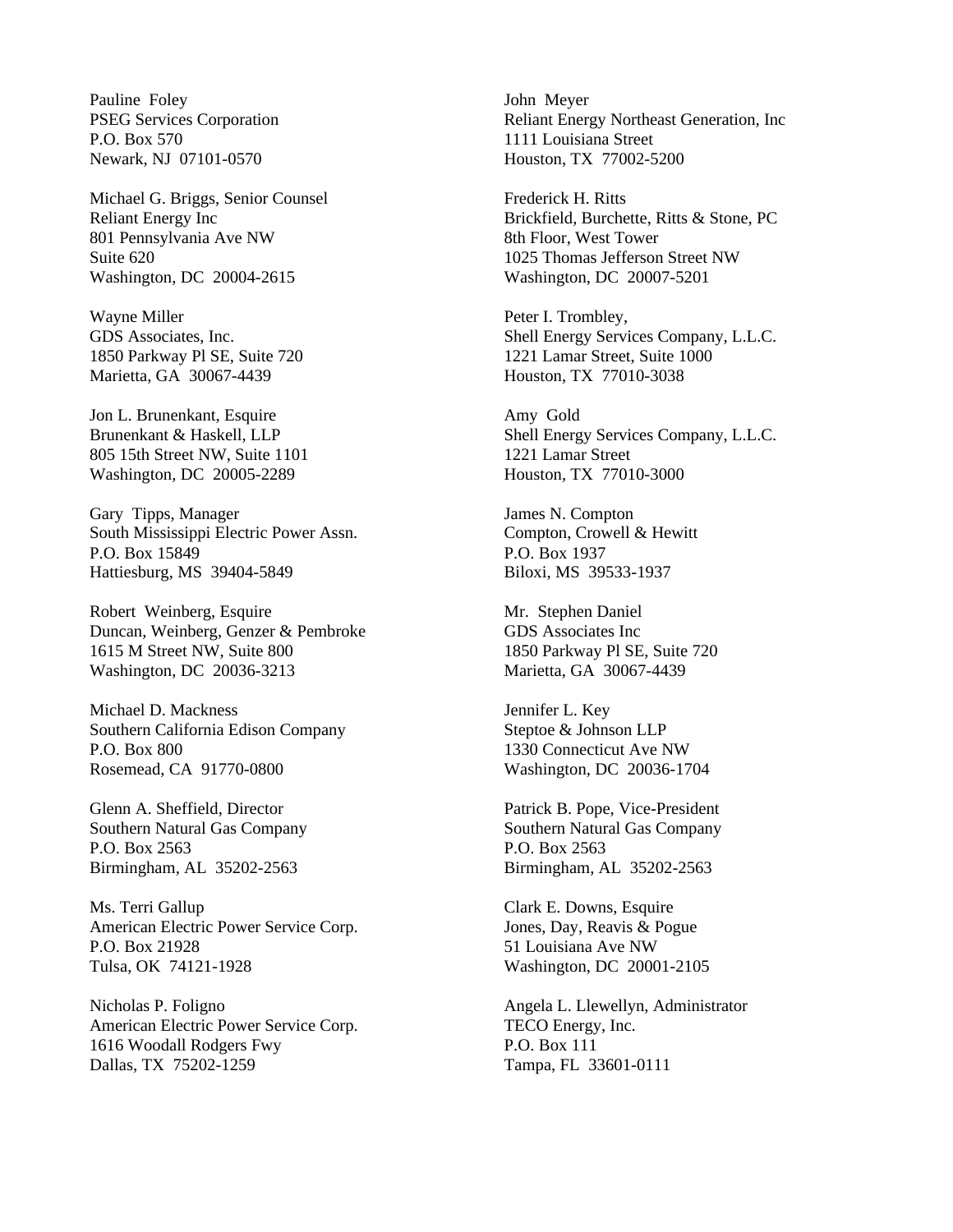Pauline Foley
PSEG Services Corporation
P.O. Box 570
Newark, NJ 07101-0570

Michael G. Briggs, Senior Counsel
Reliant Energy Inc
801 Pennsylvania Ave NW
Suite 620
Washington, DC 20004-2615

Wayne Miller
GDS Associates, Inc.
1850 Parkway Pl SE, Suite 720
Marietta, GA 30067-4439

Jon L. Brunenkant, Esquire
Brunenkant & Haskell, LLP
805 15th Street NW, Suite 1101
Washington, DC 20005-2289

Gary Tipps, Manager
South Mississippi Electric Power Assn.
P.O. Box 15849
Hattiesburg, MS 39404-5849

Robert Weinberg, Esquire
Duncan, Weinberg, Genzer & Pembroke
1615 M Street NW, Suite 800
Washington, DC 20036-3213

Michael D. Mackness
Southern California Edison Company
P.O. Box 800
Rosemead, CA 91770-0800

Glenn A. Sheffield, Director
Southern Natural Gas Company
P.O. Box 2563
Birmingham, AL 35202-2563

Ms. Terri Gallup
American Electric Power Service Corp.
P.O. Box 21928
Tulsa, OK 74121-1928

Nicholas P. Foligno
American Electric Power Service Corp.
1616 Woodall Rodgers Fwy
Dallas, TX 75202-1259

John Meyer
Reliant Energy Northeast Generation, Inc
1111 Louisiana Street
Houston, TX 77002-5200

Frederick H. Ritts
Brickfield, Burchette, Ritts & Stone, PC
8th Floor, West Tower
1025 Thomas Jefferson Street NW
Washington, DC 20007-5201

Peter I. Trombley,
Shell Energy Services Company, L.L.C.
1221 Lamar Street, Suite 1000
Houston, TX 77010-3038

Amy Gold
Shell Energy Services Company, L.L.C.
1221 Lamar Street
Houston, TX 77010-3000

James N. Compton
Compton, Crowell & Hewitt
P.O. Box 1937
Biloxi, MS 39533-1937

Mr. Stephen Daniel
GDS Associates Inc
1850 Parkway Pl SE, Suite 720
Marietta, GA 30067-4439

Jennifer L. Key
Steptoe & Johnson LLP
1330 Connecticut Ave NW
Washington, DC 20036-1704

Patrick B. Pope, Vice-President
Southern Natural Gas Company
P.O. Box 2563
Birmingham, AL 35202-2563

Clark E. Downs, Esquire
Jones, Day, Reavis & Pogue
51 Louisiana Ave NW
Washington, DC 20001-2105

Angela L. Llewellyn, Administrator
TECO Energy, Inc.
P.O. Box 111
Tampa, FL 33601-0111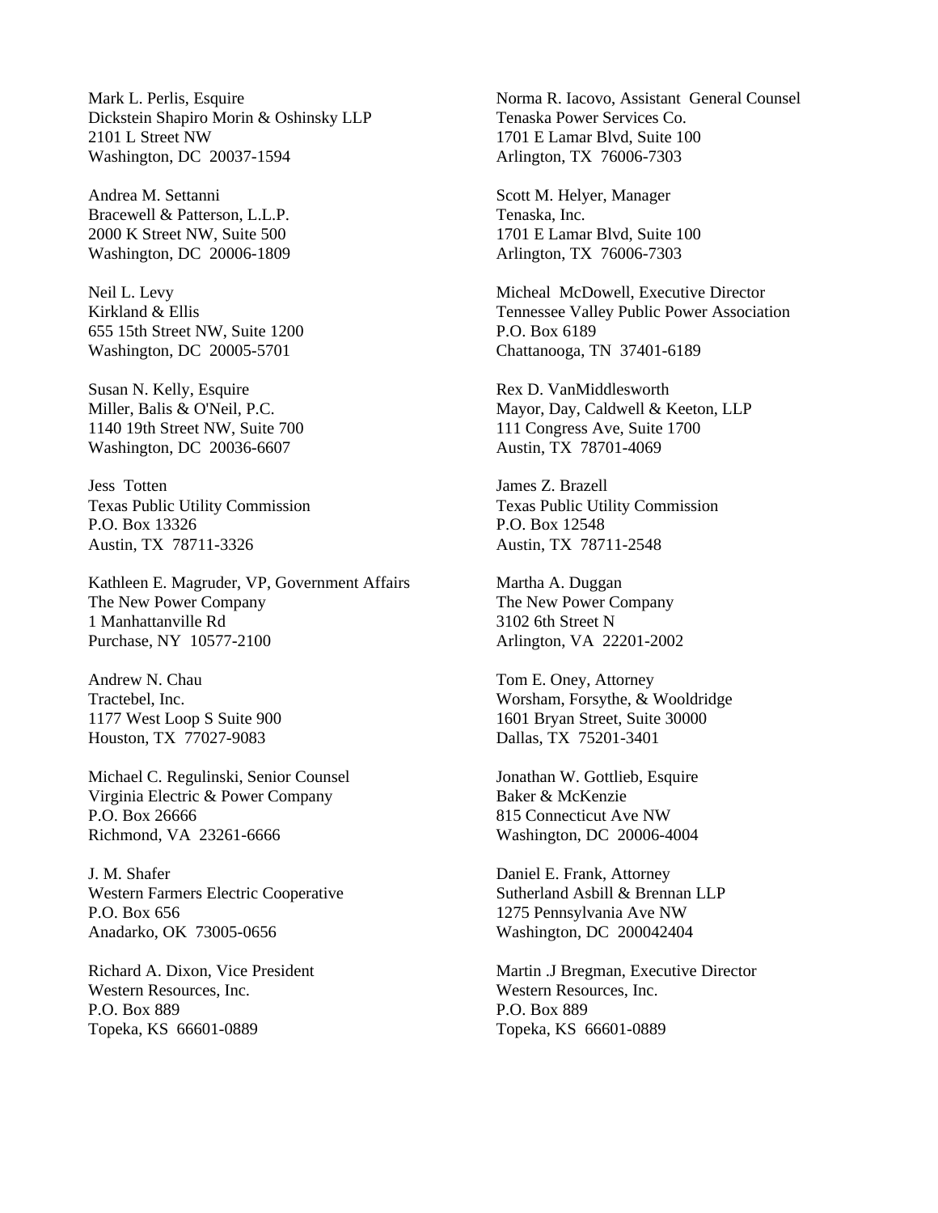Mark L. Perlis, Esquire
Dickstein Shapiro Morin & Oshinsky LLP
2101 L Street NW
Washington, DC 20037-1594

Andrea M. Settanni
Bracewell & Patterson, L.L.P.
2000 K Street NW, Suite 500
Washington, DC 20006-1809

Neil L. Levy
Kirkland & Ellis
655 15th Street NW, Suite 1200
Washington, DC 20005-5701

Susan N. Kelly, Esquire
Miller, Balis & O'Neil, P.C.
1140 19th Street NW, Suite 700
Washington, DC 20036-6607

Jess Totten
Texas Public Utility Commission
P.O. Box 13326
Austin, TX 78711-3326

Kathleen E. Magruder, VP, Government Affairs
The New Power Company
1 Manhattanville Rd
Purchase, NY 10577-2100

Andrew N. Chau
Tractebel, Inc.
1177 West Loop S Suite 900
Houston, TX 77027-9083

Michael C. Regulinski, Senior Counsel
Virginia Electric & Power Company
P.O. Box 26666
Richmond, VA 23261-6666

J. M. Shafer
Western Farmers Electric Cooperative
P.O. Box 656
Anadarko, OK 73005-0656

Richard A. Dixon, Vice President
Western Resources, Inc.
P.O. Box 889
Topeka, KS 66601-0889

Norma R. Iacovo, Assistant General Counsel
Tenaska Power Services Co.
1701 E Lamar Blvd, Suite 100
Arlington, TX 76006-7303

Scott M. Helyer, Manager
Tenaska, Inc.
1701 E Lamar Blvd, Suite 100
Arlington, TX 76006-7303

Micheal McDowell, Executive Director
Tennessee Valley Public Power Association
P.O. Box 6189
Chattanooga, TN 37401-6189

Rex D. VanMiddlesworth
Mayor, Day, Caldwell & Keeton, LLP
111 Congress Ave, Suite 1700
Austin, TX 78701-4069

James Z. Brazell
Texas Public Utility Commission
P.O. Box 12548
Austin, TX 78711-2548

Martha A. Duggan
The New Power Company
3102 6th Street N
Arlington, VA 22201-2002

Tom E. Oney, Attorney
Worsham, Forsythe, & Wooldridge
1601 Bryan Street, Suite 30000
Dallas, TX 75201-3401

Jonathan W. Gottlieb, Esquire
Baker & McKenzie
815 Connecticut Ave NW
Washington, DC 20006-4004

Daniel E. Frank, Attorney
Sutherland Asbill & Brennan LLP
1275 Pennsylvania Ave NW
Washington, DC 200042404

Martin .J Bregman, Executive Director
Western Resources, Inc.
P.O. Box 889
Topeka, KS 66601-0889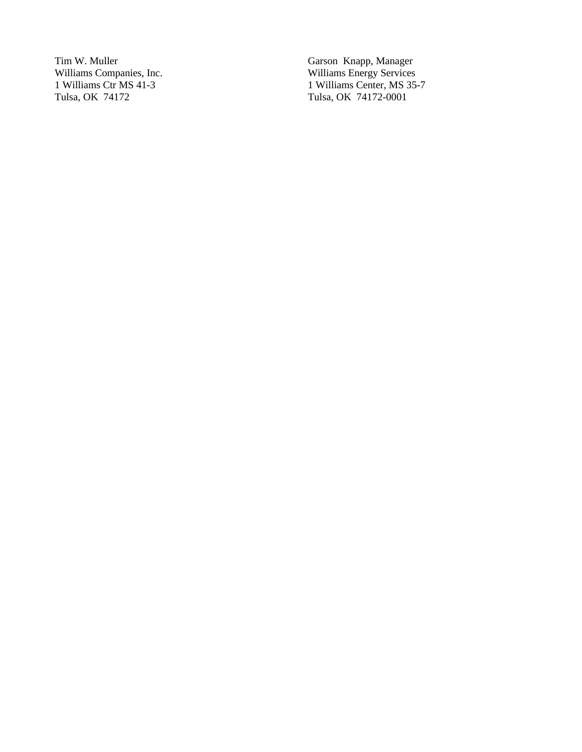Tim W. Muller
Williams Companies, Inc.
1 Williams Ctr MS 41-3
Tulsa, OK  74172

Garson  Knapp, Manager
Williams Energy Services
1 Williams Center, MS 35-7
Tulsa, OK  74172-0001